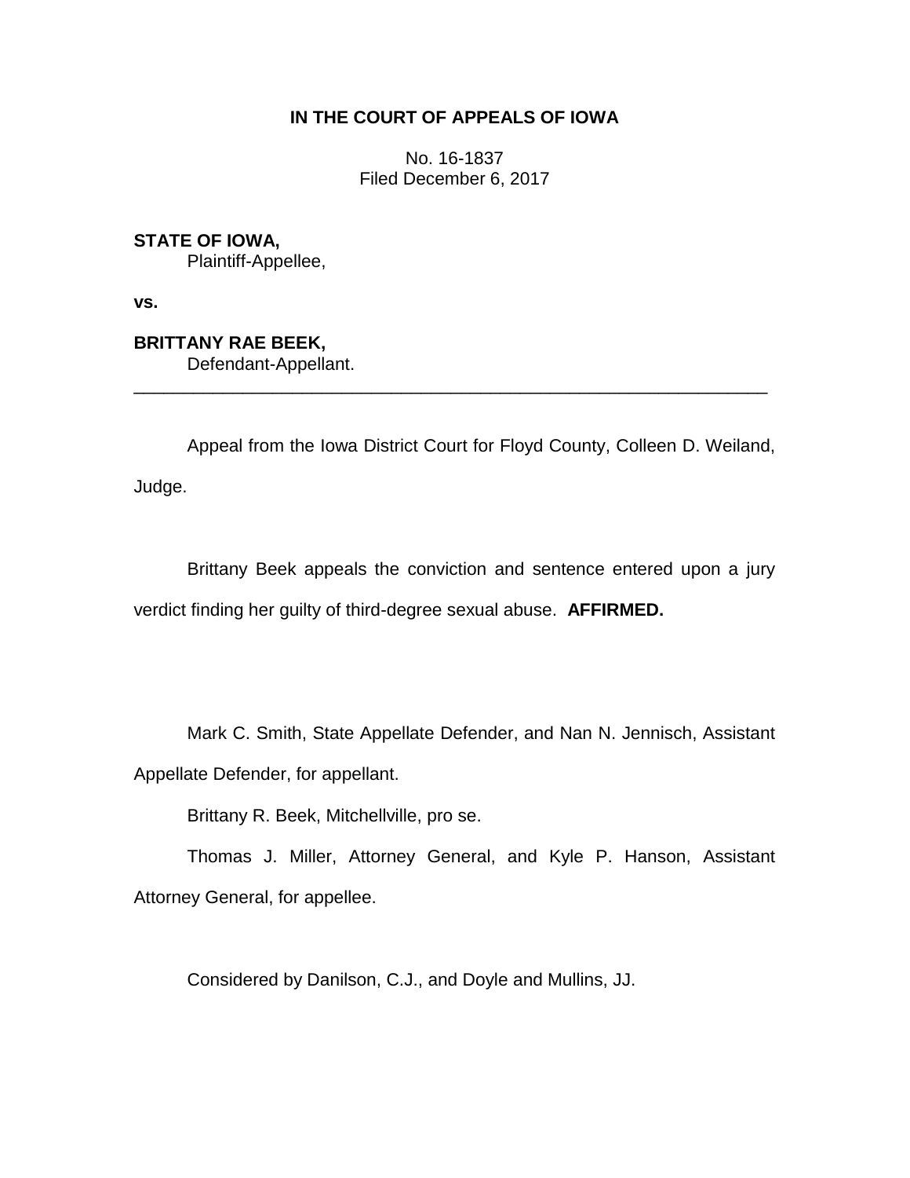**IN THE COURT OF APPEALS OF IOWA**

No. 16-1837
Filed December 6, 2017

**STATE OF IOWA,**
Plaintiff-Appellee,

**vs.**

**BRITTANY RAE BEEK,**
Defendant-Appellant.

---

Appeal from the Iowa District Court for Floyd County, Colleen D. Weiland, Judge.

Brittany Beek appeals the conviction and sentence entered upon a jury verdict finding her guilty of third-degree sexual abuse. **AFFIRMED.**

Mark C. Smith, State Appellate Defender, and Nan N. Jennisch, Assistant Appellate Defender, for appellant.

Brittany R. Beek, Mitchellville, pro se.

Thomas J. Miller, Attorney General, and Kyle P. Hanson, Assistant Attorney General, for appellee.

Considered by Danilson, C.J., and Doyle and Mullins, JJ.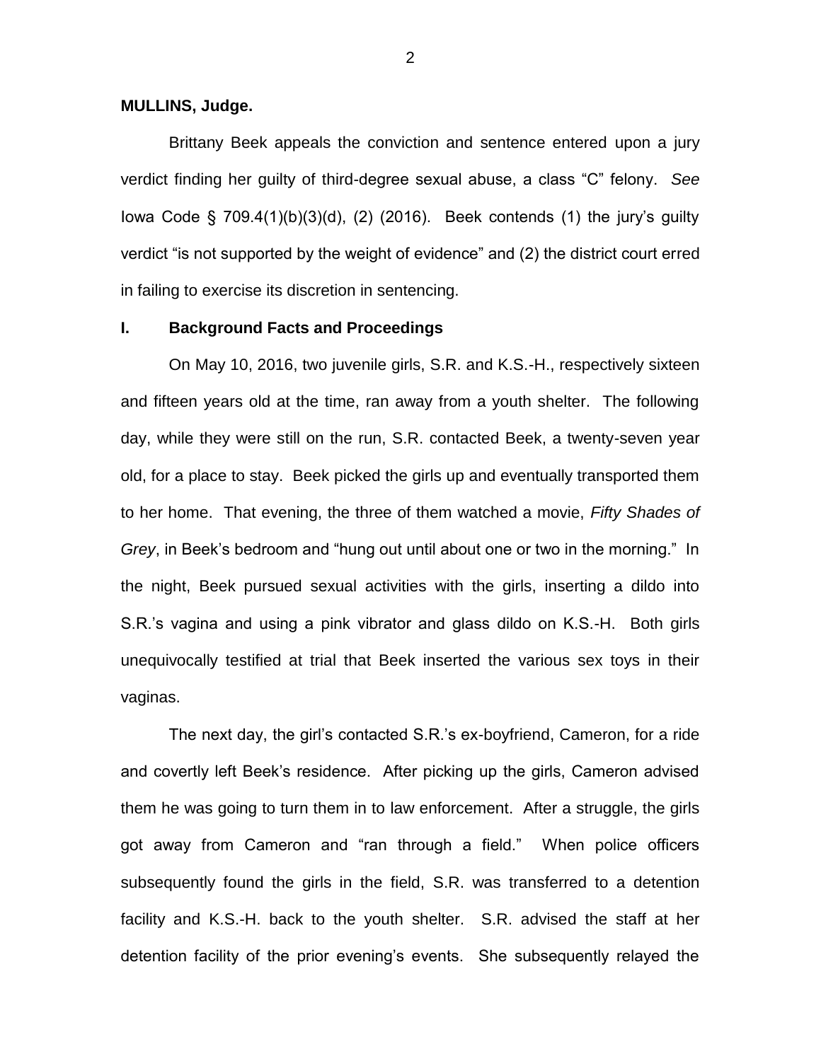**MULLINS, Judge.**

Brittany Beek appeals the conviction and sentence entered upon a jury verdict finding her guilty of third-degree sexual abuse, a class "C" felony. *See* Iowa Code § 709.4(1)(b)(3)(d), (2) (2016). Beek contends (1) the jury's guilty verdict "is not supported by the weight of evidence" and (2) the district court erred in failing to exercise its discretion in sentencing.

## I. Background Facts and Proceedings

On May 10, 2016, two juvenile girls, S.R. and K.S.-H., respectively sixteen and fifteen years old at the time, ran away from a youth shelter. The following day, while they were still on the run, S.R. contacted Beek, a twenty-seven year old, for a place to stay. Beek picked the girls up and eventually transported them to her home. That evening, the three of them watched a movie, *Fifty Shades of Grey*, in Beek's bedroom and "hung out until about one or two in the morning." In the night, Beek pursued sexual activities with the girls, inserting a dildo into S.R.'s vagina and using a pink vibrator and glass dildo on K.S.-H. Both girls unequivocally testified at trial that Beek inserted the various sex toys in their vaginas.

The next day, the girl's contacted S.R.'s ex-boyfriend, Cameron, for a ride and covertly left Beek's residence. After picking up the girls, Cameron advised them he was going to turn them in to law enforcement. After a struggle, the girls got away from Cameron and "ran through a field." When police officers subsequently found the girls in the field, S.R. was transferred to a detention facility and K.S.-H. back to the youth shelter. S.R. advised the staff at her detention facility of the prior evening's events. She subsequently relayed the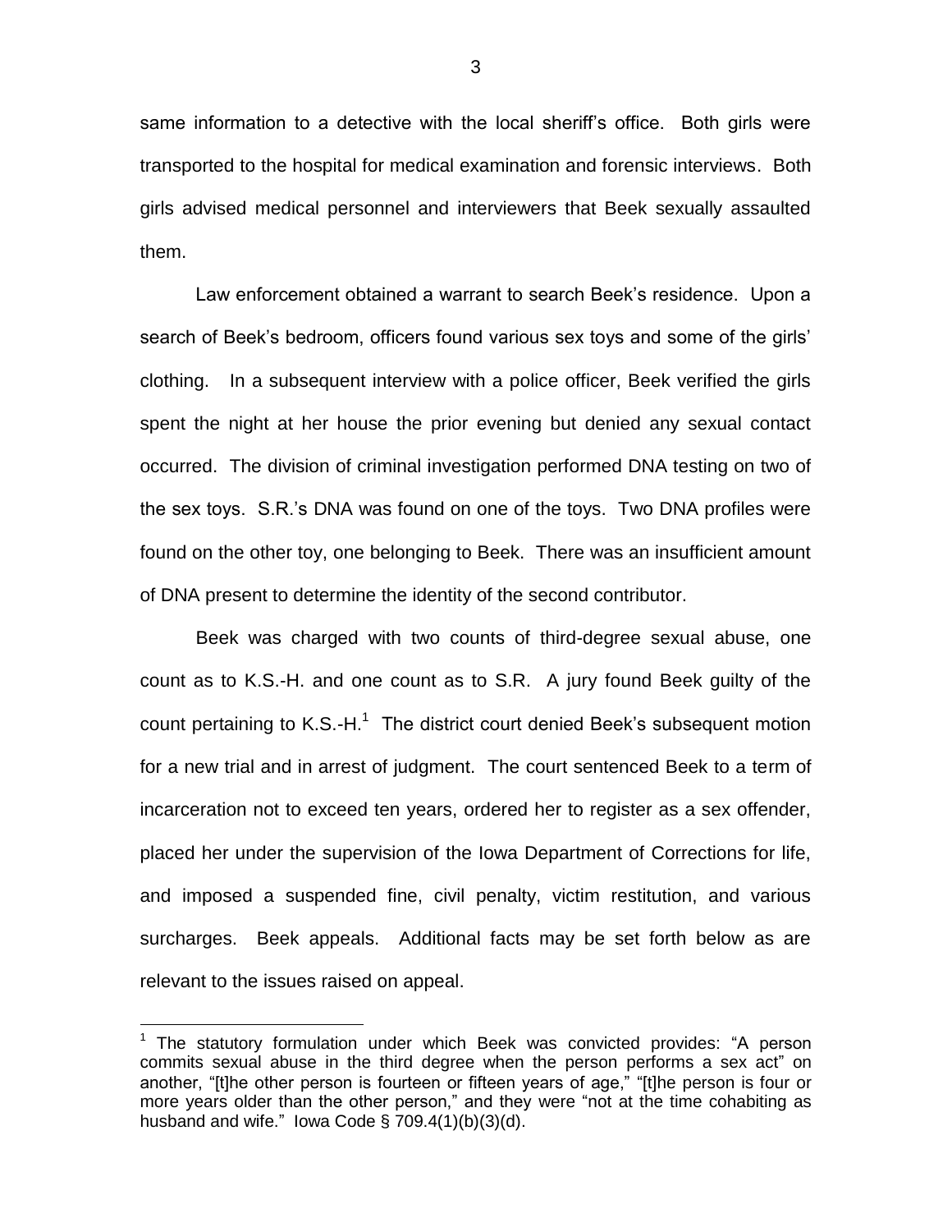same information to a detective with the local sheriff's office. Both girls were transported to the hospital for medical examination and forensic interviews. Both girls advised medical personnel and interviewers that Beek sexually assaulted them.

Law enforcement obtained a warrant to search Beek's residence. Upon a search of Beek's bedroom, officers found various sex toys and some of the girls' clothing. In a subsequent interview with a police officer, Beek verified the girls spent the night at her house the prior evening but denied any sexual contact occurred. The division of criminal investigation performed DNA testing on two of the sex toys. S.R.'s DNA was found on one of the toys. Two DNA profiles were found on the other toy, one belonging to Beek. There was an insufficient amount of DNA present to determine the identity of the second contributor.

Beek was charged with two counts of third-degree sexual abuse, one count as to K.S.-H. and one count as to S.R. A jury found Beek guilty of the count pertaining to K.S.-H.[1] The district court denied Beek's subsequent motion for a new trial and in arrest of judgment. The court sentenced Beek to a term of incarceration not to exceed ten years, ordered her to register as a sex offender, placed her under the supervision of the Iowa Department of Corrections for life, and imposed a suspended fine, civil penalty, victim restitution, and various surcharges. Beek appeals. Additional facts may be set forth below as are relevant to the issues raised on appeal.

---

[1] The statutory formulation under which Beek was convicted provides: "A person commits sexual abuse in the third degree when the person performs a sex act" on another, "[t]he other person is fourteen or fifteen years of age," "[t]he person is four or more years older than the other person," and they were "not at the time cohabiting as husband and wife." Iowa Code § 709.4(1)(b)(3)(d).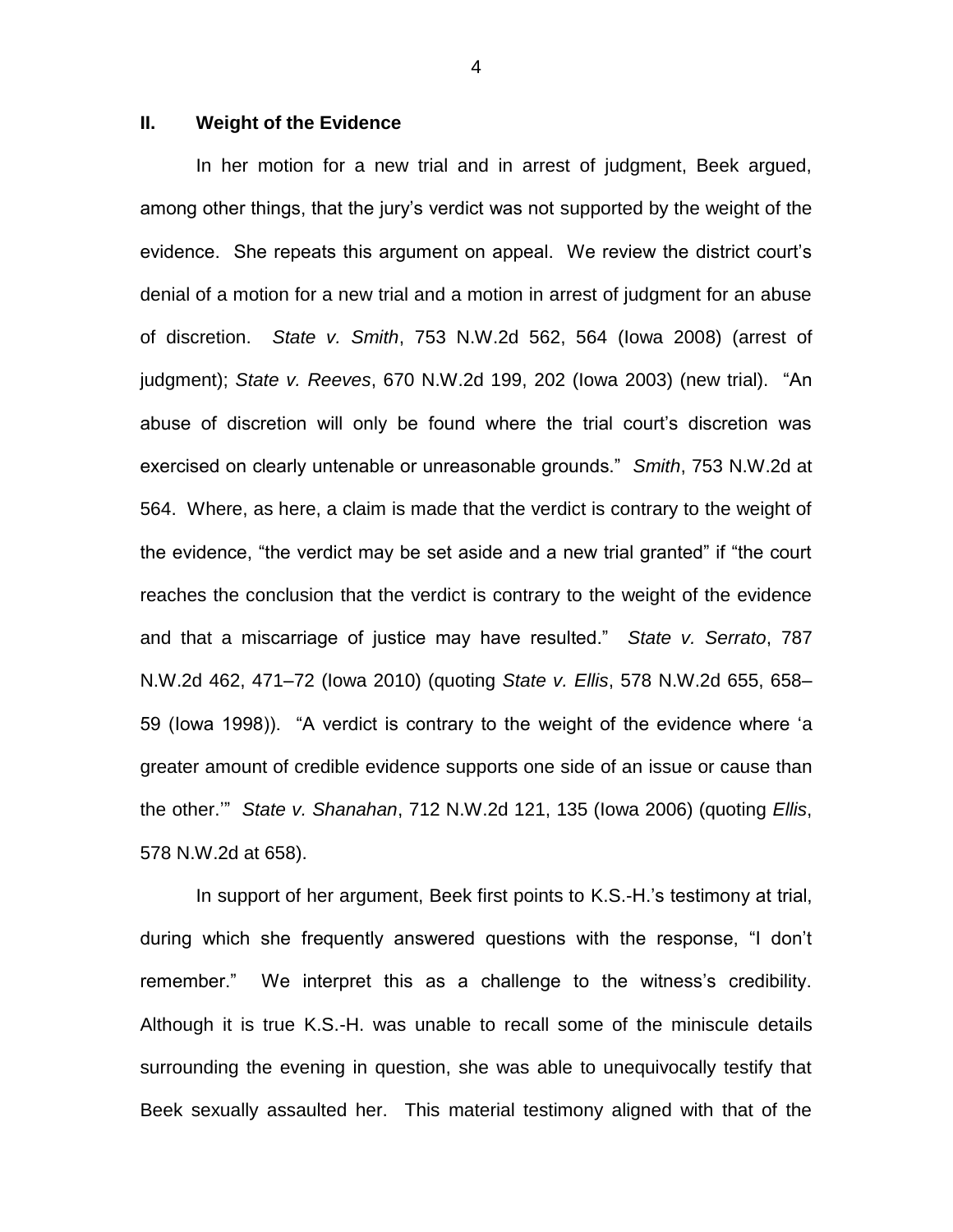## II. Weight of the Evidence

In her motion for a new trial and in arrest of judgment, Beek argued, among other things, that the jury's verdict was not supported by the weight of the evidence. She repeats this argument on appeal. We review the district court's denial of a motion for a new trial and a motion in arrest of judgment for an abuse of discretion. *State v. Smith*, 753 N.W.2d 562, 564 (Iowa 2008) (arrest of judgment); *State v. Reeves*, 670 N.W.2d 199, 202 (Iowa 2003) (new trial). "An abuse of discretion will only be found where the trial court's discretion was exercised on clearly untenable or unreasonable grounds." *Smith*, 753 N.W.2d at 564. Where, as here, a claim is made that the verdict is contrary to the weight of the evidence, "the verdict may be set aside and a new trial granted" if "the court reaches the conclusion that the verdict is contrary to the weight of the evidence and that a miscarriage of justice may have resulted." *State v. Serrato*, 787 N.W.2d 462, 471–72 (Iowa 2010) (quoting *State v. Ellis*, 578 N.W.2d 655, 658–59 (Iowa 1998)). "A verdict is contrary to the weight of the evidence where 'a greater amount of credible evidence supports one side of an issue or cause than the other.'" *State v. Shanahan*, 712 N.W.2d 121, 135 (Iowa 2006) (quoting *Ellis*, 578 N.W.2d at 658).

In support of her argument, Beek first points to K.S.-H.'s testimony at trial, during which she frequently answered questions with the response, "I don't remember." We interpret this as a challenge to the witness's credibility. Although it is true K.S.-H. was unable to recall some of the miniscule details surrounding the evening in question, she was able to unequivocally testify that Beek sexually assaulted her. This material testimony aligned with that of the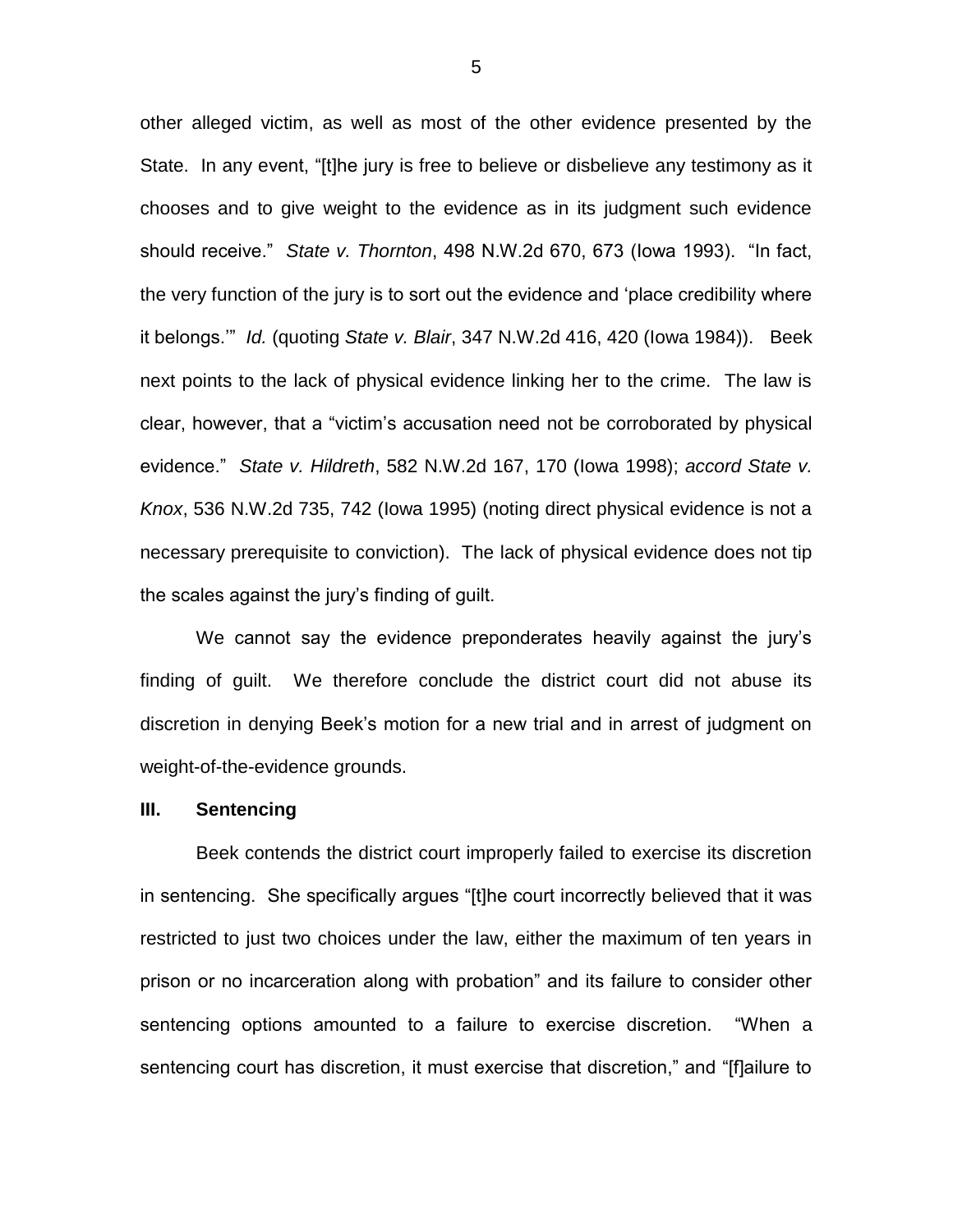other alleged victim, as well as most of the other evidence presented by the State. In any event, "[t]he jury is free to believe or disbelieve any testimony as it chooses and to give weight to the evidence as in its judgment such evidence should receive." *State v. Thornton*, 498 N.W.2d 670, 673 (Iowa 1993). "In fact, the very function of the jury is to sort out the evidence and 'place credibility where it belongs.'" *Id.* (quoting *State v. Blair*, 347 N.W.2d 416, 420 (Iowa 1984)). Beek next points to the lack of physical evidence linking her to the crime. The law is clear, however, that a "victim's accusation need not be corroborated by physical evidence." *State v. Hildreth*, 582 N.W.2d 167, 170 (Iowa 1998); *accord State v. Knox*, 536 N.W.2d 735, 742 (Iowa 1995) (noting direct physical evidence is not a necessary prerequisite to conviction). The lack of physical evidence does not tip the scales against the jury's finding of guilt.

We cannot say the evidence preponderates heavily against the jury's finding of guilt. We therefore conclude the district court did not abuse its discretion in denying Beek's motion for a new trial and in arrest of judgment on weight-of-the-evidence grounds.

## III. Sentencing

Beek contends the district court improperly failed to exercise its discretion in sentencing. She specifically argues "[t]he court incorrectly believed that it was restricted to just two choices under the law, either the maximum of ten years in prison or no incarceration along with probation" and its failure to consider other sentencing options amounted to a failure to exercise discretion. "When a sentencing court has discretion, it must exercise that discretion," and "[f]ailure to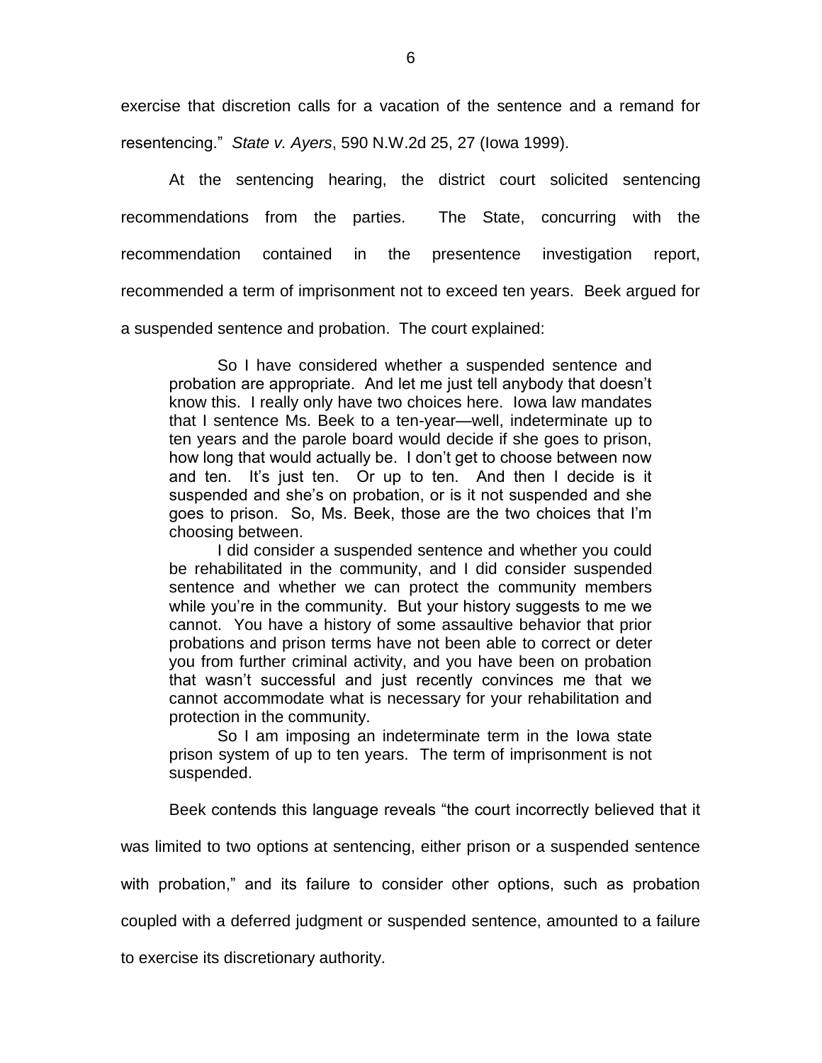exercise that discretion calls for a vacation of the sentence and a remand for resentencing." *State v. Ayers*, 590 N.W.2d 25, 27 (Iowa 1999).

At the sentencing hearing, the district court solicited sentencing recommendations from the parties. The State, concurring with the recommendation contained in the presentence investigation report, recommended a term of imprisonment not to exceed ten years. Beek argued for a suspended sentence and probation. The court explained:

> So I have considered whether a suspended sentence and probation are appropriate. And let me just tell anybody that doesn't know this. I really only have two choices here. Iowa law mandates that I sentence Ms. Beek to a ten-year—well, indeterminate up to ten years and the parole board would decide if she goes to prison, how long that would actually be. I don't get to choose between now and ten. It's just ten. Or up to ten. And then I decide is it suspended and she's on probation, or is it not suspended and she goes to prison. So, Ms. Beek, those are the two choices that I'm choosing between.
>
> I did consider a suspended sentence and whether you could be rehabilitated in the community, and I did consider suspended sentence and whether we can protect the community members while you're in the community. But your history suggests to me we cannot. You have a history of some assaultive behavior that prior probations and prison terms have not been able to correct or deter you from further criminal activity, and you have been on probation that wasn't successful and just recently convinces me that we cannot accommodate what is necessary for your rehabilitation and protection in the community.
>
> So I am imposing an indeterminate term in the Iowa state prison system of up to ten years. The term of imprisonment is not suspended.

Beek contends this language reveals "the court incorrectly believed that it was limited to two options at sentencing, either prison or a suspended sentence with probation," and its failure to consider other options, such as probation coupled with a deferred judgment or suspended sentence, amounted to a failure to exercise its discretionary authority.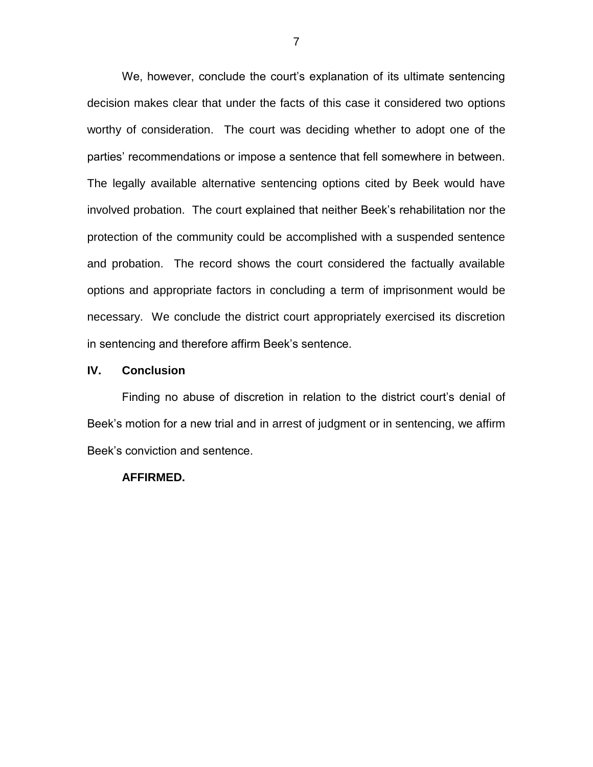We, however, conclude the court's explanation of its ultimate sentencing decision makes clear that under the facts of this case it considered two options worthy of consideration. The court was deciding whether to adopt one of the parties' recommendations or impose a sentence that fell somewhere in between. The legally available alternative sentencing options cited by Beek would have involved probation. The court explained that neither Beek's rehabilitation nor the protection of the community could be accomplished with a suspended sentence and probation. The record shows the court considered the factually available options and appropriate factors in concluding a term of imprisonment would be necessary. We conclude the district court appropriately exercised its discretion in sentencing and therefore affirm Beek's sentence.

## IV. Conclusion

Finding no abuse of discretion in relation to the district court's denial of Beek's motion for a new trial and in arrest of judgment or in sentencing, we affirm Beek's conviction and sentence.

**AFFIRMED.**